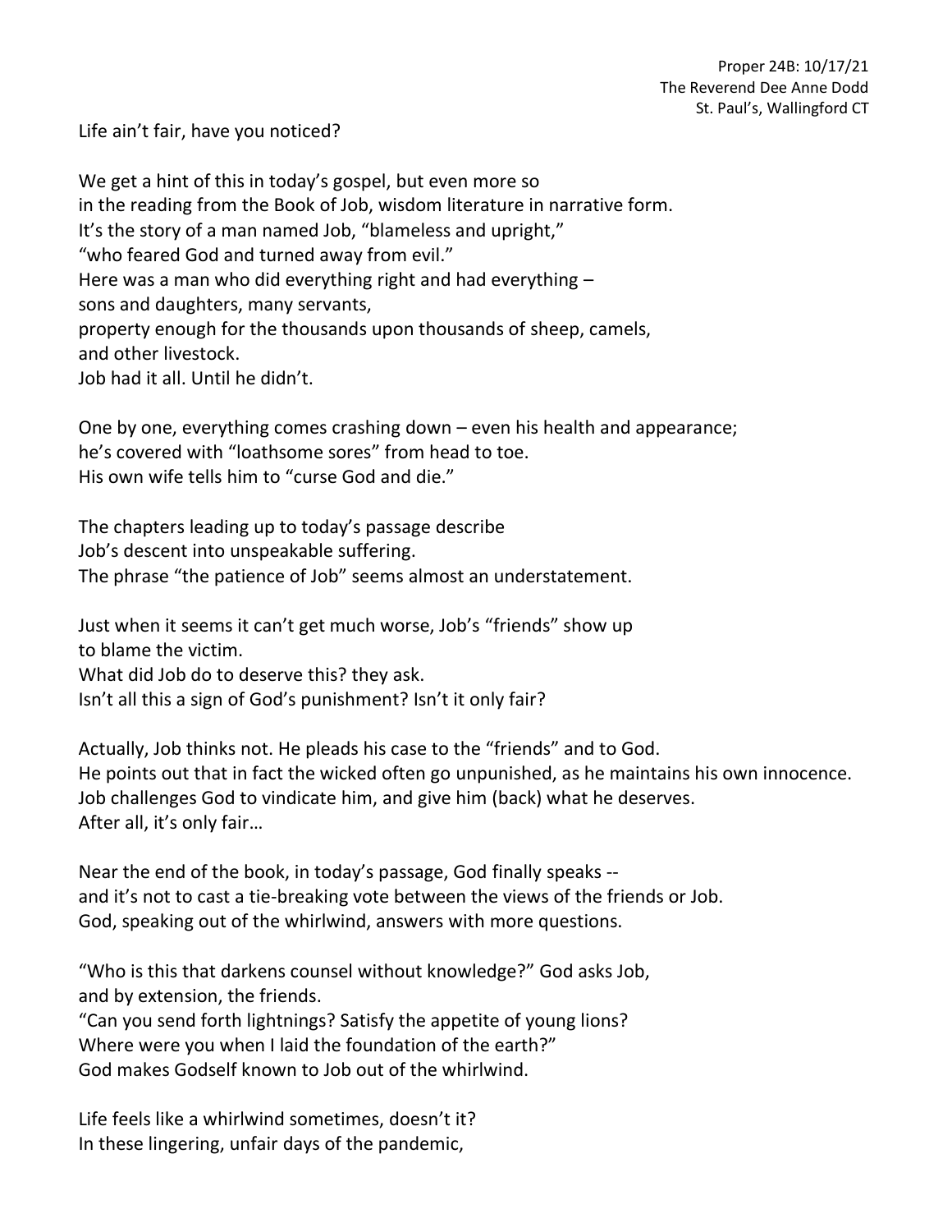Proper 24B: 10/17/21
The Reverend Dee Anne Dodd
St. Paul's, Wallingford CT

Life ain't fair, have you noticed?

We get a hint of this in today's gospel, but even more so
in the reading from the Book of Job, wisdom literature in narrative form.
It's the story of a man named Job, "blameless and upright,"
"who feared God and turned away from evil."
Here was a man who did everything right and had everything –
sons and daughters, many servants,
property enough for the thousands upon thousands of sheep, camels,
and other livestock.
Job had it all. Until he didn't.

One by one, everything comes crashing down – even his health and appearance;
he's covered with "loathsome sores" from head to toe.
His own wife tells him to "curse God and die."

The chapters leading up to today's passage describe
Job's descent into unspeakable suffering.
The phrase "the patience of Job" seems almost an understatement.

Just when it seems it can't get much worse, Job's "friends" show up
to blame the victim.
What did Job do to deserve this? they ask.
Isn't all this a sign of God's punishment? Isn't it only fair?

Actually, Job thinks not. He pleads his case to the "friends" and to God.
He points out that in fact the wicked often go unpunished, as he maintains his own innocence.
Job challenges God to vindicate him, and give him (back) what he deserves.
After all, it's only fair…

Near the end of the book, in today's passage, God finally speaks --
and it's not to cast a tie-breaking vote between the views of the friends or Job.
God, speaking out of the whirlwind, answers with more questions.

"Who is this that darkens counsel without knowledge?" God asks Job,
and by extension, the friends.
"Can you send forth lightnings? Satisfy the appetite of young lions?
Where were you when I laid the foundation of the earth?"
God makes Godself known to Job out of the whirlwind.

Life feels like a whirlwind sometimes, doesn't it?
In these lingering, unfair days of the pandemic,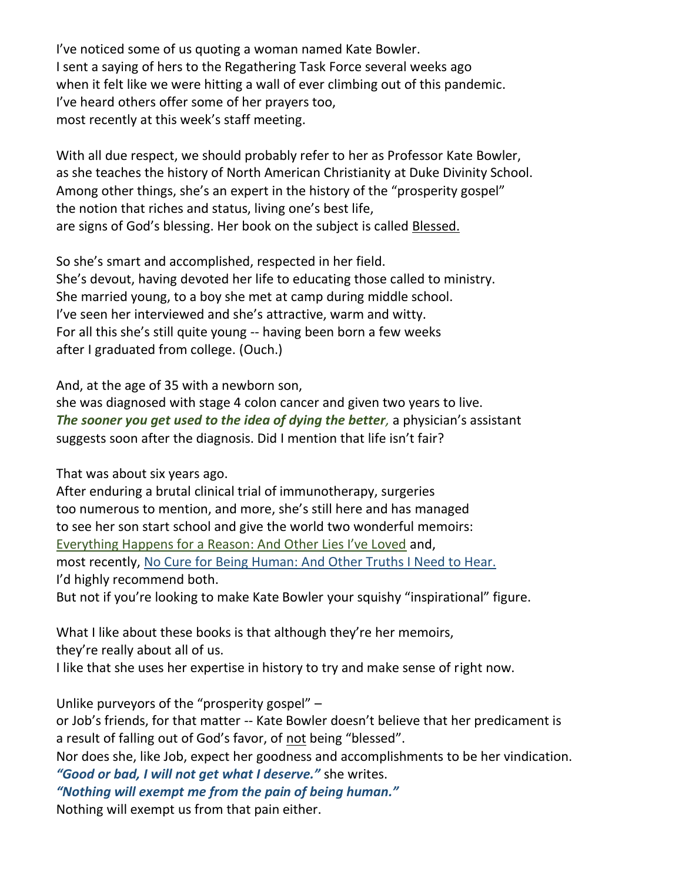I've noticed some of us quoting a woman named Kate Bowler.
I sent a saying of hers to the Regathering Task Force several weeks ago
when it felt like we were hitting a wall of ever climbing out of this pandemic.
I've heard others offer some of her prayers too,
most recently at this week's staff meeting.

With all due respect, we should probably refer to her as Professor Kate Bowler,
as she teaches the history of North American Christianity at Duke Divinity School.
Among other things, she's an expert in the history of the "prosperity gospel"
the notion that riches and status, living one's best life,
are signs of God's blessing. Her book on the subject is called Blessed.

So she's smart and accomplished, respected in her field.
She's devout, having devoted her life to educating those called to ministry.
She married young, to a boy she met at camp during middle school.
I've seen her interviewed and she's attractive, warm and witty.
For all this she's still quite young -- having been born a few weeks
after I graduated from college. (Ouch.)

And, at the age of 35 with a newborn son,
she was diagnosed with stage 4 colon cancer and given two years to live.
***The sooner you get used to the idea of dying the better,*** a physician's assistant
suggests soon after the diagnosis. Did I mention that life isn't fair?

That was about six years ago.
After enduring a brutal clinical trial of immunotherapy, surgeries
too numerous to mention, and more, she's still here and has managed
to see her son start school and give the world two wonderful memoirs:
Everything Happens for a Reason: And Other Lies I've Loved and,
most recently, No Cure for Being Human: And Other Truths I Need to Hear.
I'd highly recommend both.
But not if you're looking to make Kate Bowler your squishy "inspirational" figure.

What I like about these books is that although they're her memoirs,
they're really about all of us.
I like that she uses her expertise in history to try and make sense of right now.

Unlike purveyors of the "prosperity gospel" –
or Job's friends, for that matter -- Kate Bowler doesn't believe that her predicament is
a result of falling out of God's favor, of not being "blessed".
Nor does she, like Job, expect her goodness and accomplishments to be her vindication.
***"Good or bad, I will not get what I deserve."*** she writes.
***"Nothing will exempt me from the pain of being human."***
Nothing will exempt us from that pain either.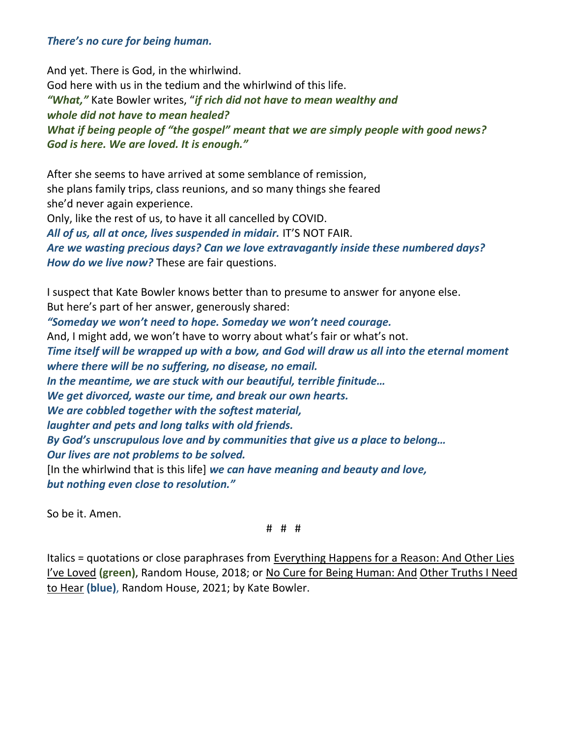***There's no cure for being human.***

And yet. There is God, in the whirlwind.
God here with us in the tedium and the whirlwind of this life.
***"What,"*** Kate Bowler writes, "***if rich did not have to mean wealthy and***
***whole did not have to mean healed?***
***What if being people of "the gospel" meant that we are simply people with good news?***
***God is here. We are loved. It is enough."***

After she seems to have arrived at some semblance of remission,
she plans family trips, class reunions, and so many things she feared
she'd never again experience.
Only, like the rest of us, to have it all cancelled by COVID.
***All of us, all at once, lives suspended in midair.*** IT'S NOT FAIR.
***Are we wasting precious days? Can we love extravagantly inside these numbered days?***
***How do we live now?*** These are fair questions.

I suspect that Kate Bowler knows better than to presume to answer for anyone else.
But here's part of her answer, generously shared:
***"Someday we won't need to hope. Someday we won't need courage.***
And, I might add, we won't have to worry about what's fair or what's not.
***Time itself will be wrapped up with a bow, and God will draw us all into the eternal moment***
***where there will be no suffering, no disease, no email.***
***In the meantime, we are stuck with our beautiful, terrible finitude…***
***We get divorced, waste our time, and break our own hearts.***
***We are cobbled together with the softest material,***
***laughter and pets and long talks with old friends.***
***By God's unscrupulous love and by communities that give us a place to belong…***
***Our lives are not problems to be solved.***
[In the whirlwind that is this life] ***we can have meaning and beauty and love,***
***but nothing even close to resolution."***

So be it. Amen.

# # #

Italics = quotations or close paraphrases from Everything Happens for a Reason: And Other Lies I've Loved **(green)**, Random House, 2018; or No Cure for Being Human: And Other Truths I Need to Hear **(blue)**, Random House, 2021; by Kate Bowler.